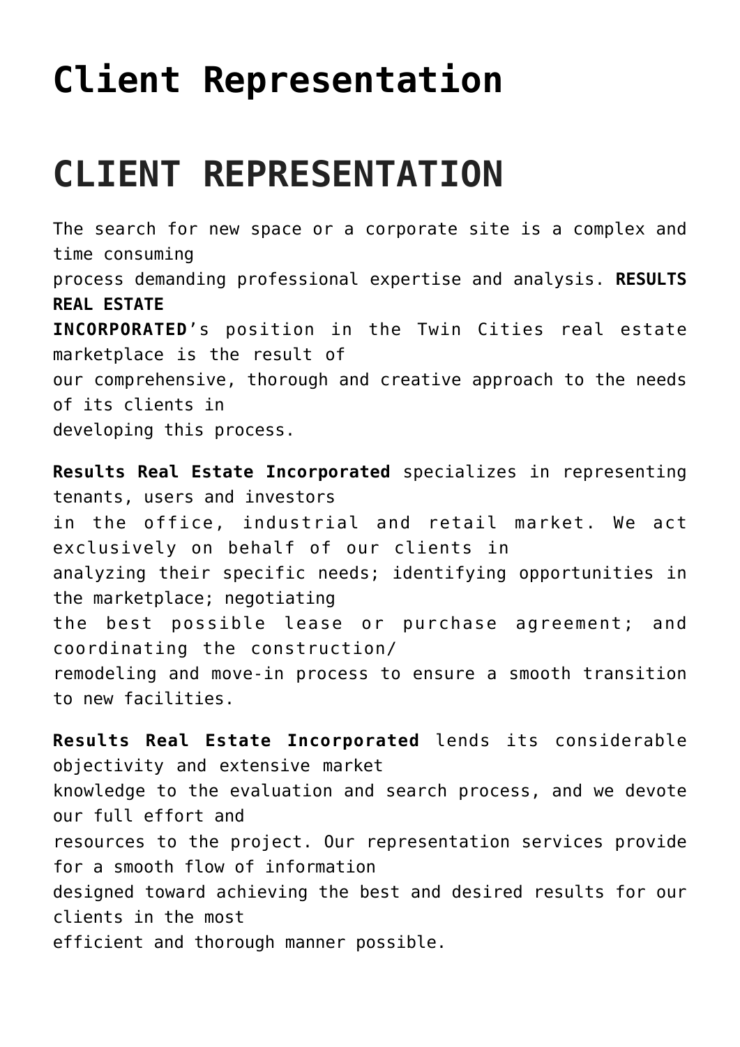# Client Representation

# CLIENT REPRESENTATION

The search for new space or a corporate site is a complex and time consuming process demanding professional expertise and analysis. **RESULTS REAL ESTATE INCORPORATED**'s position in the Twin Cities real estate marketplace is the result of our comprehensive, thorough and creative approach to the needs of its clients in developing this process.

**Results Real Estate Incorporated** specializes in representing tenants, users and investors in the office, industrial and retail market. We act exclusively on behalf of our clients in analyzing their specific needs; identifying opportunities in the marketplace; negotiating the best possible lease or purchase agreement; and coordinating the construction/ remodeling and move-in process to ensure a smooth transition to new facilities.

**Results Real Estate Incorporated** lends its considerable objectivity and extensive market knowledge to the evaluation and search process, and we devote our full effort and resources to the project. Our representation services provide for a smooth flow of information designed toward achieving the best and desired results for our clients in the most efficient and thorough manner possible.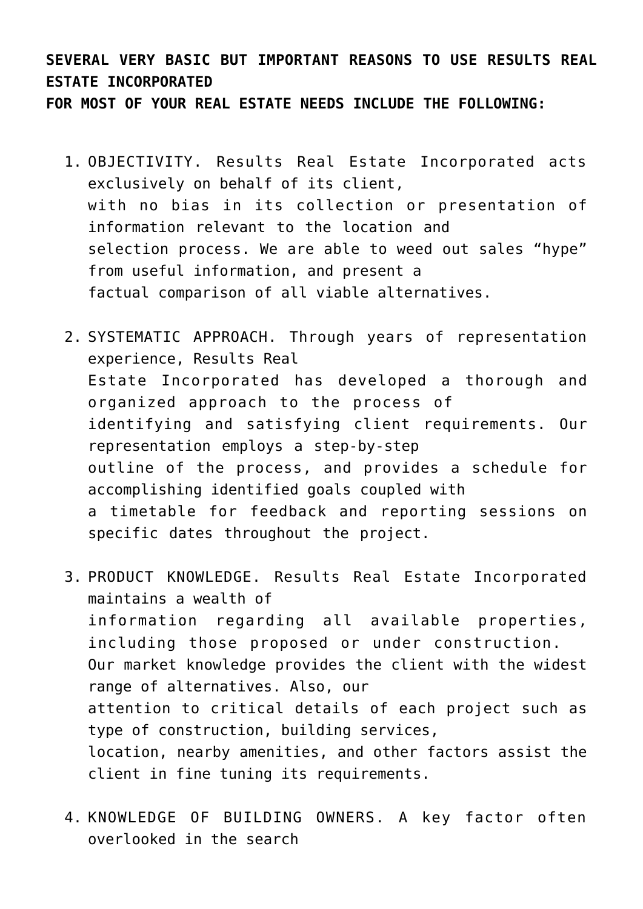**SEVERAL VERY BASIC BUT IMPORTANT REASONS TO USE RESULTS REAL ESTATE INCORPORATED FOR MOST OF YOUR REAL ESTATE NEEDS INCLUDE THE FOLLOWING:**

1. OBJECTIVITY. Results Real Estate Incorporated acts exclusively on behalf of its client, with no bias in its collection or presentation of information relevant to the location and selection process. We are able to weed out sales "hype" from useful information, and present a factual comparison of all viable alternatives.

2. SYSTEMATIC APPROACH. Through years of representation experience, Results Real Estate Incorporated has developed a thorough and organized approach to the process of identifying and satisfying client requirements. Our representation employs a step-by-step outline of the process, and provides a schedule for accomplishing identified goals coupled with a timetable for feedback and reporting sessions on specific dates throughout the project.

3. PRODUCT KNOWLEDGE. Results Real Estate Incorporated maintains a wealth of information regarding all available properties, including those proposed or under construction. Our market knowledge provides the client with the widest range of alternatives. Also, our attention to critical details of each project such as type of construction, building services, location, nearby amenities, and other factors assist the client in fine tuning its requirements.

4. KNOWLEDGE OF BUILDING OWNERS. A key factor often overlooked in the search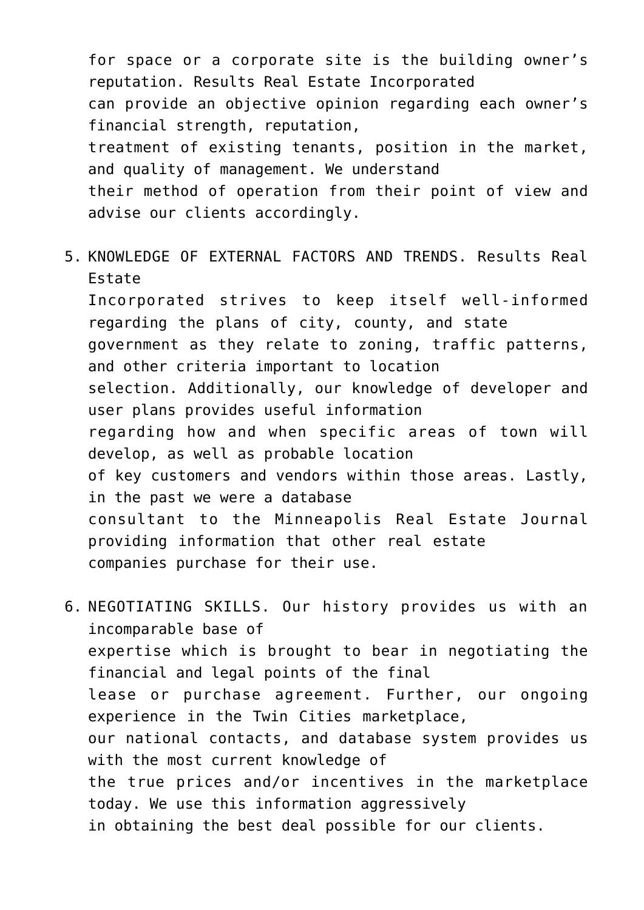for space or a corporate site is the building owner's reputation. Results Real Estate Incorporated can provide an objective opinion regarding each owner's financial strength, reputation, treatment of existing tenants, position in the market, and quality of management. We understand their method of operation from their point of view and advise our clients accordingly.

5. KNOWLEDGE OF EXTERNAL FACTORS AND TRENDS. Results Real Estate Incorporated strives to keep itself well-informed regarding the plans of city, county, and state government as they relate to zoning, traffic patterns, and other criteria important to location selection. Additionally, our knowledge of developer and user plans provides useful information regarding how and when specific areas of town will develop, as well as probable location of key customers and vendors within those areas. Lastly, in the past we were a database consultant to the Minneapolis Real Estate Journal providing information that other real estate companies purchase for their use.

6. NEGOTIATING SKILLS. Our history provides us with an incomparable base of expertise which is brought to bear in negotiating the financial and legal points of the final lease or purchase agreement. Further, our ongoing experience in the Twin Cities marketplace, our national contacts, and database system provides us with the most current knowledge of the true prices and/or incentives in the marketplace today. We use this information aggressively in obtaining the best deal possible for our clients.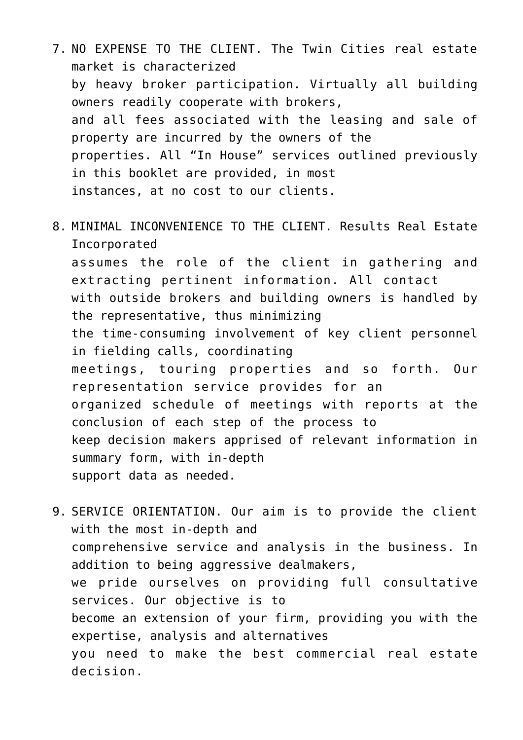7. NO EXPENSE TO THE CLIENT. The Twin Cities real estate market is characterized by heavy broker participation. Virtually all building owners readily cooperate with brokers, and all fees associated with the leasing and sale of property are incurred by the owners of the properties. All "In House" services outlined previously in this booklet are provided, in most instances, at no cost to our clients.

8. MINIMAL INCONVENIENCE TO THE CLIENT. Results Real Estate Incorporated assumes the role of the client in gathering and extracting pertinent information. All contact with outside brokers and building owners is handled by the representative, thus minimizing the time-consuming involvement of key client personnel in fielding calls, coordinating meetings, touring properties and so forth. Our representation service provides for an organized schedule of meetings with reports at the conclusion of each step of the process to keep decision makers apprised of relevant information in summary form, with in-depth support data as needed.

9. SERVICE ORIENTATION. Our aim is to provide the client with the most in-depth and comprehensive service and analysis in the business. In addition to being aggressive dealmakers, we pride ourselves on providing full consultative services. Our objective is to become an extension of your firm, providing you with the expertise, analysis and alternatives you need to make the best commercial real estate decision.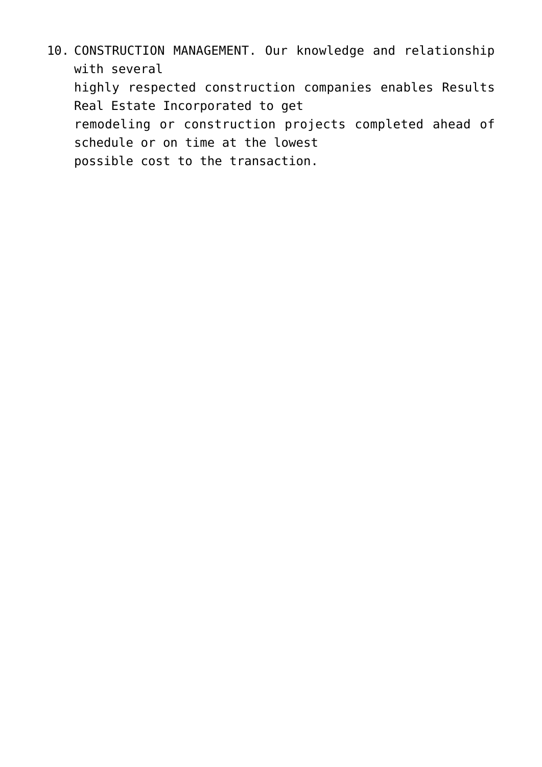10. CONSTRUCTION MANAGEMENT. Our knowledge and relationship with several highly respected construction companies enables Results Real Estate Incorporated to get remodeling or construction projects completed ahead of schedule or on time at the lowest possible cost to the transaction.